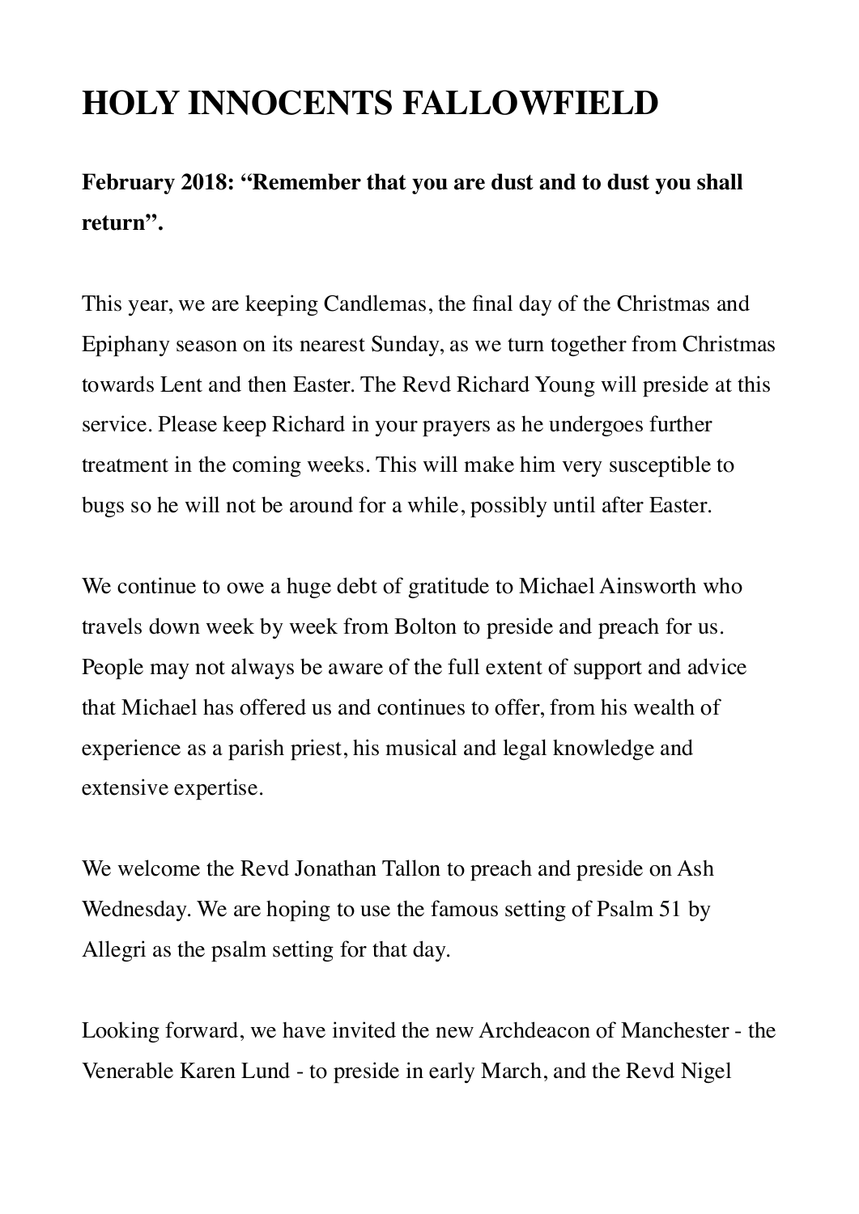# HOLY INNOCENTS FALLOWFIELD

**February 2018: "Remember that you are dust and to dust you shall return".**

This year, we are keeping Candlemas, the final day of the Christmas and Epiphany season on its nearest Sunday, as we turn together from Christmas towards Lent and then Easter. The Revd Richard Young will preside at this service. Please keep Richard in your prayers as he undergoes further treatment in the coming weeks. This will make him very susceptible to bugs so he will not be around for a while, possibly until after Easter.

We continue to owe a huge debt of gratitude to Michael Ainsworth who travels down week by week from Bolton to preside and preach for us. People may not always be aware of the full extent of support and advice that Michael has offered us and continues to offer, from his wealth of experience as a parish priest, his musical and legal knowledge and extensive expertise.

We welcome the Revd Jonathan Tallon to preach and preside on Ash Wednesday. We are hoping to use the famous setting of Psalm 51 by Allegri as the psalm setting for that day.

Looking forward, we have invited the new Archdeacon of Manchester - the Venerable Karen Lund - to preside in early March, and the Revd Nigel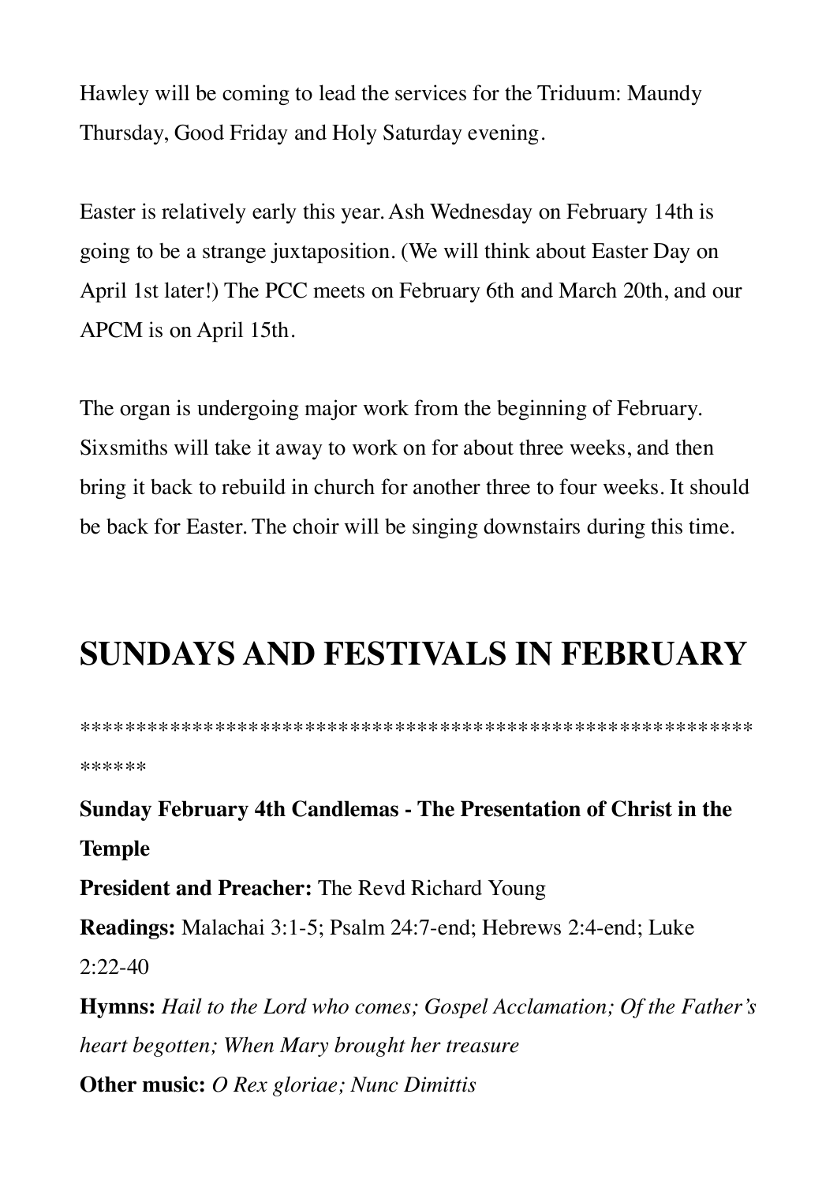Hawley will be coming to lead the services for the Triduum: Maundy Thursday, Good Friday and Holy Saturday evening.

Easter is relatively early this year. Ash Wednesday on February 14th is going to be a strange juxtaposition. (We will think about Easter Day on April 1st later!) The PCC meets on February 6th and March 20th, and our APCM is on April 15th.

The organ is undergoing major work from the beginning of February. Sixsmiths will take it away to work on for about three weeks, and then bring it back to rebuild in church for another three to four weeks. It should be back for Easter. The choir will be singing downstairs during this time.

# SUNDAYS AND FESTIVALS IN FEBRUARY

****************************************************************

**Sunday February 4th Candlemas - The Presentation of Christ in the Temple**

**President and Preacher:** The Revd Richard Young

**Readings:** Malachai 3:1-5; Psalm 24:7-end; Hebrews 2:4-end; Luke 2:22-40

**Hymns:** *Hail to the Lord who comes; Gospel Acclamation; Of the Father's heart begotten; When Mary brought her treasure*

**Other music:** *O Rex gloriae; Nunc Dimittis*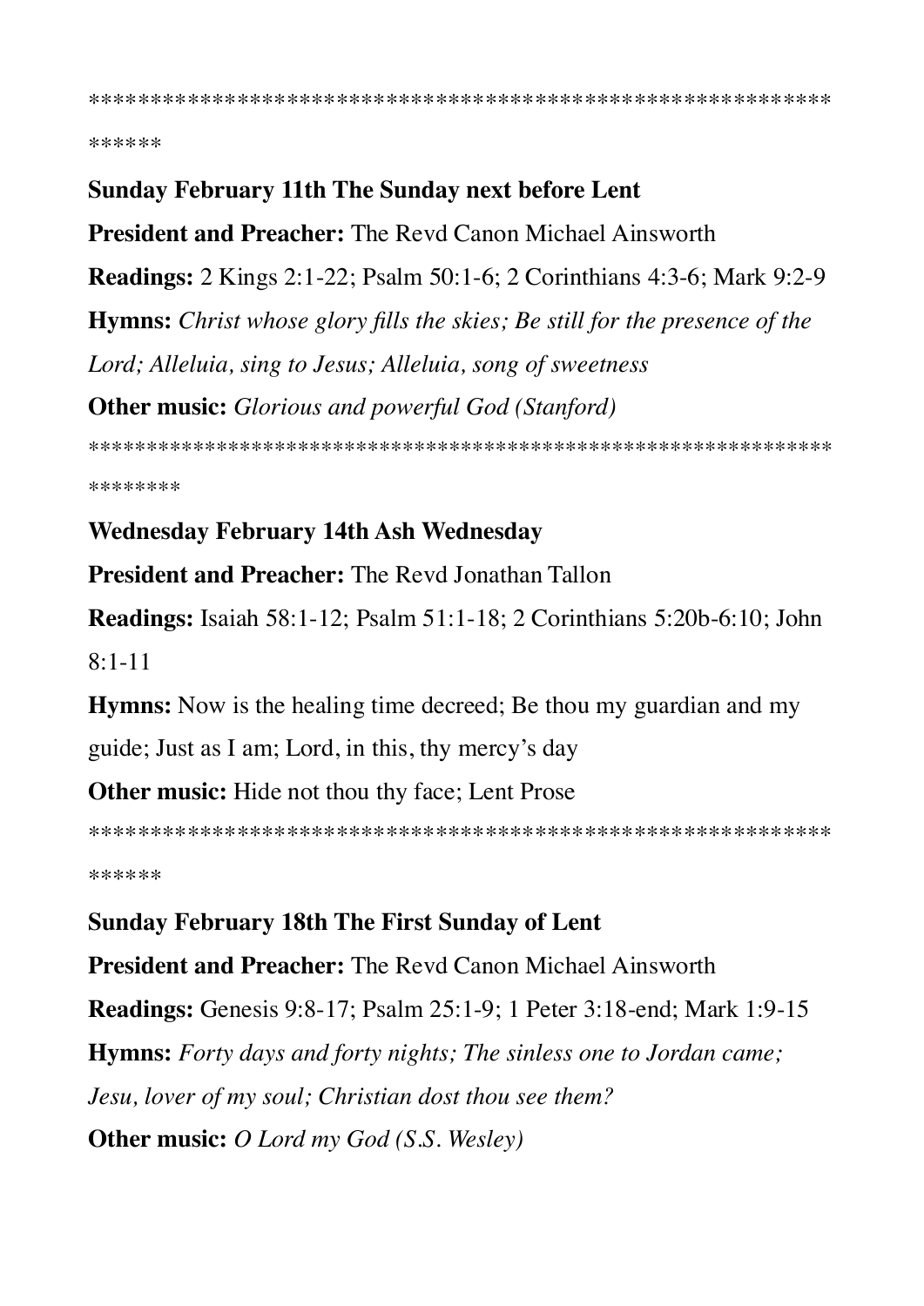******************************************************************

**Sunday February 11th The Sunday next before Lent**

**President and Preacher:** The Revd Canon Michael Ainsworth

**Readings:** 2 Kings 2:1-22; Psalm 50:1-6; 2 Corinthians 4:3-6; Mark 9:2-9

**Hymns:** *Christ whose glory fills the skies; Be still for the presence of the Lord; Alleluia, sing to Jesus; Alleluia, song of sweetness*

**Other music:** *Glorious and powerful God (Stanford)*

********************************************************************

**Wednesday February 14th Ash Wednesday**

**President and Preacher:** The Revd Jonathan Tallon

**Readings:** Isaiah 58:1-12; Psalm 51:1-18; 2 Corinthians 5:20b-6:10; John 8:1-11

**Hymns:** Now is the healing time decreed; Be thou my guardian and my guide; Just as I am; Lord, in this, thy mercy's day

**Other music:** Hide not thou thy face; Lent Prose

******************************************************************

**Sunday February 18th The First Sunday of Lent**

**President and Preacher:** The Revd Canon Michael Ainsworth

**Readings:** Genesis 9:8-17; Psalm 25:1-9; 1 Peter 3:18-end; Mark 1:9-15

**Hymns:** *Forty days and forty nights; The sinless one to Jordan came; Jesu, lover of my soul; Christian dost thou see them?*

**Other music:** *O Lord my God (S.S. Wesley)*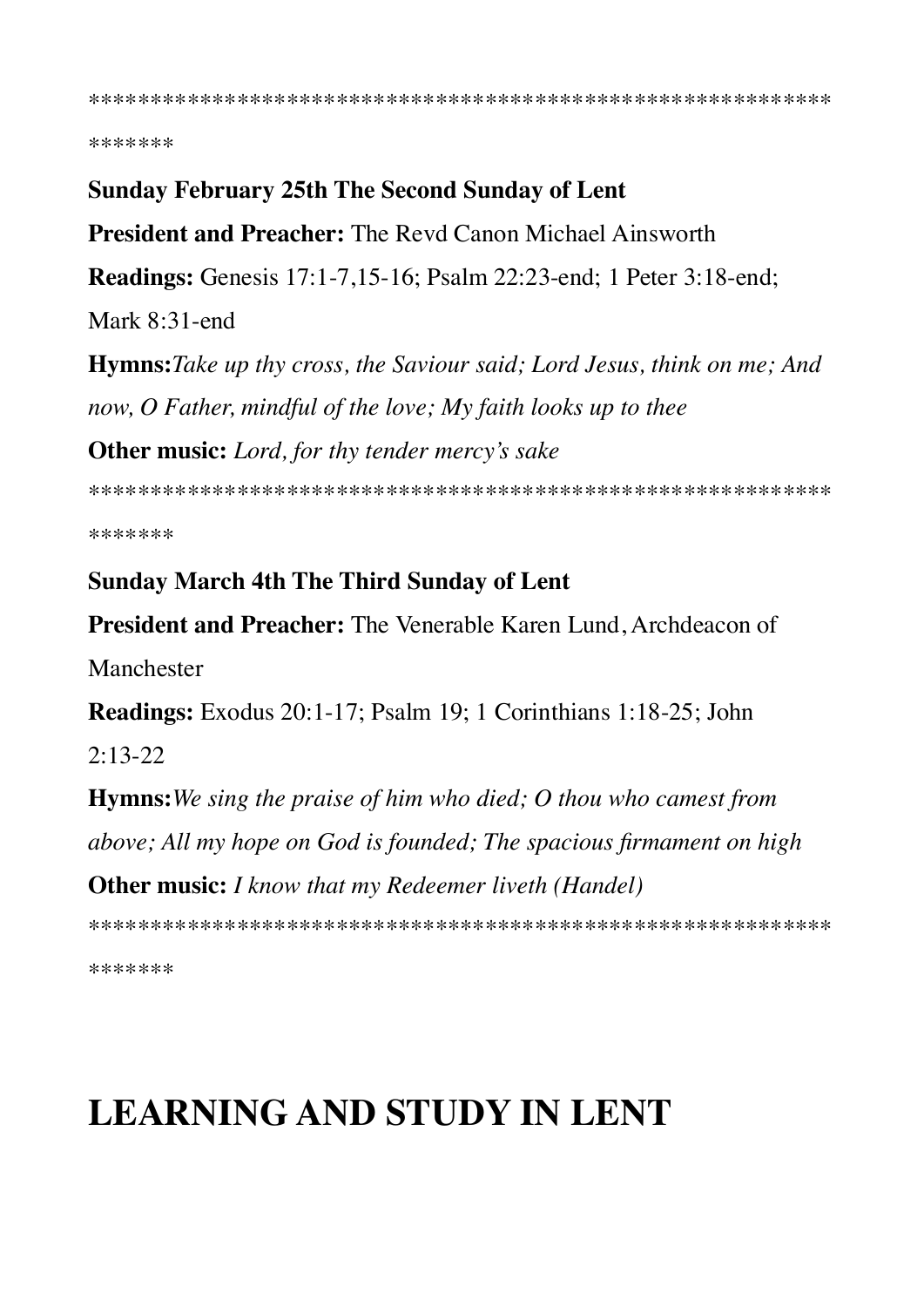***************************************************************

**Sunday February 25th The Second Sunday of Lent**

**President and Preacher:** The Revd Canon Michael Ainsworth

**Readings:** Genesis 17:1-7,15-16; Psalm 22:23-end; 1 Peter 3:18-end; Mark 8:31-end

**Hymns:** *Take up thy cross, the Saviour said; Lord Jesus, think on me; And now, O Father, mindful of the love; My faith looks up to thee*

**Other music:** *Lord, for thy tender mercy's sake*

***************************************************************

**Sunday March 4th The Third Sunday of Lent**

**President and Preacher:** The Venerable Karen Lund, Archdeacon of Manchester

**Readings:** Exodus 20:1-17; Psalm 19; 1 Corinthians 1:18-25; John 2:13-22

**Hymns:** *We sing the praise of him who died; O thou who camest from above; All my hope on God is founded; The spacious firmament on high*

**Other music:** *I know that my Redeemer liveth (Handel)*

***************************************************************

# LEARNING AND STUDY IN LENT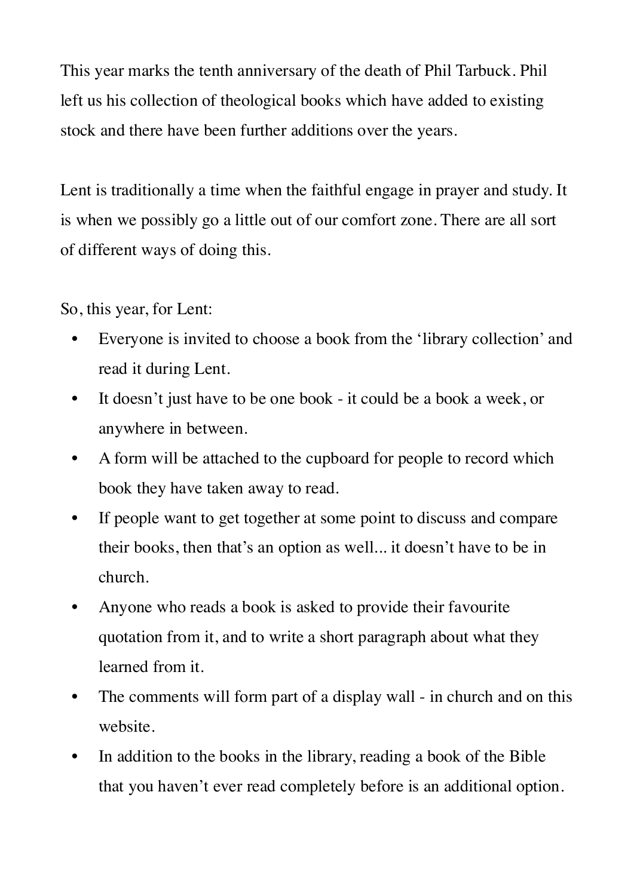This year marks the tenth anniversary of the death of Phil Tarbuck. Phil left us his collection of theological books which have added to existing stock and there have been further additions over the years.

Lent is traditionally a time when the faithful engage in prayer and study. It is when we possibly go a little out of our comfort zone. There are all sort of different ways of doing this.

So, this year, for Lent:

- Everyone is invited to choose a book from the 'library collection' and read it during Lent.
- It doesn't just have to be one book - it could be a book a week, or anywhere in between.
- A form will be attached to the cupboard for people to record which book they have taken away to read.
- If people want to get together at some point to discuss and compare their books, then that's an option as well... it doesn't have to be in church.
- Anyone who reads a book is asked to provide their favourite quotation from it, and to write a short paragraph about what they learned from it.
- The comments will form part of a display wall - in church and on this website.
- In addition to the books in the library, reading a book of the Bible that you haven't ever read completely before is an additional option.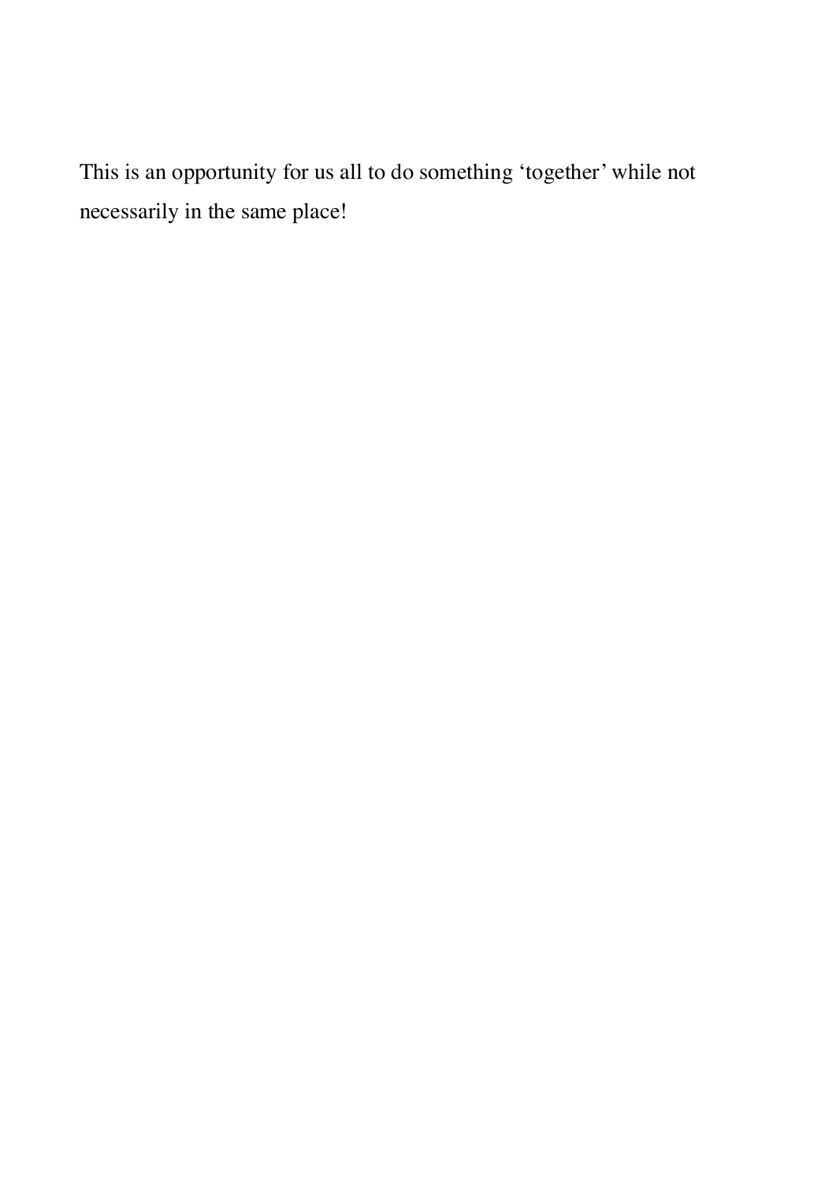This is an opportunity for us all to do something 'together' while not necessarily in the same place!